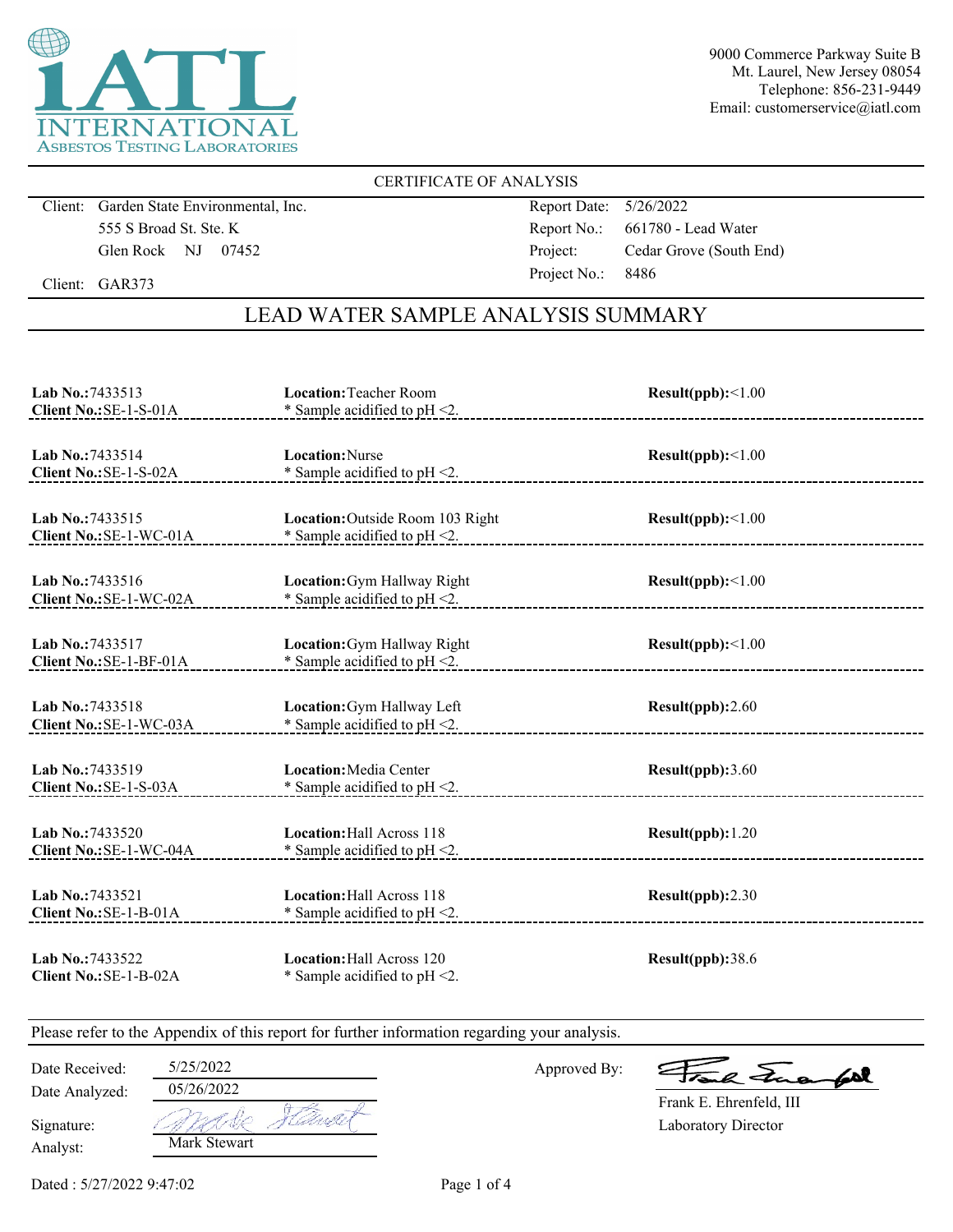iATL INTERNATIONAL ASBESTOS TESTING LABORATORIES

9000 Commerce Parkway Suite B
Mt. Laurel, New Jersey 08054
Telephone: 856-231-9449
Email: customerservice@iatl.com

CERTIFICATE OF ANALYSIS

Client: Garden State Environmental, Inc.
555 S Broad St. Ste. K
Glen Rock NJ 07452

Client: GAR373

Report Date: 5/26/2022
Report No.: 661780 - Lead Water
Project: Cedar Grove (South End)
Project No.: 8486

## LEAD WATER SAMPLE ANALYSIS SUMMARY

| Lab No. / Client No. | Location | Result(ppb) |
|---|---|---|
| **Lab No.:** 7433513<br>**Client No.:** SE-1-S-01A | **Location:** Teacher Room<br>* Sample acidified to pH <2. | **Result(ppb):** <1.00 |
| **Lab No.:** 7433514<br>**Client No.:** SE-1-S-02A | **Location:** Nurse<br>* Sample acidified to pH <2. | **Result(ppb):** <1.00 |
| **Lab No.:** 7433515<br>**Client No.:** SE-1-WC-01A | **Location:** Outside Room 103 Right<br>* Sample acidified to pH <2. | **Result(ppb):** <1.00 |
| **Lab No.:** 7433516<br>**Client No.:** SE-1-WC-02A | **Location:** Gym Hallway Right<br>* Sample acidified to pH <2. | **Result(ppb):** <1.00 |
| **Lab No.:** 7433517<br>**Client No.:** SE-1-BF-01A | **Location:** Gym Hallway Right<br>* Sample acidified to pH <2. | **Result(ppb):** <1.00 |
| **Lab No.:** 7433518<br>**Client No.:** SE-1-WC-03A | **Location:** Gym Hallway Left<br>* Sample acidified to pH <2. | **Result(ppb):** 2.60 |
| **Lab No.:** 7433519<br>**Client No.:** SE-1-S-03A | **Location:** Media Center<br>* Sample acidified to pH <2. | **Result(ppb):** 3.60 |
| **Lab No.:** 7433520<br>**Client No.:** SE-1-WC-04A | **Location:** Hall Across 118<br>* Sample acidified to pH <2. | **Result(ppb):** 1.20 |
| **Lab No.:** 7433521<br>**Client No.:** SE-1-B-01A | **Location:** Hall Across 118<br>* Sample acidified to pH <2. | **Result(ppb):** 2.30 |
| **Lab No.:** 7433522<br>**Client No.:** SE-1-B-02A | **Location:** Hall Across 120<br>* Sample acidified to pH <2. | **Result(ppb):** 38.6 |

Please refer to the Appendix of this report for further information regarding your analysis.

Date Received: 5/25/2022
Date Analyzed: 05/26/2022
Signature: Mark Stewart
Analyst: Mark Stewart

Approved By: Frank Ehrenfeld
Frank E. Ehrenfeld, III
Laboratory Director

Dated : 5/27/2022 9:47:02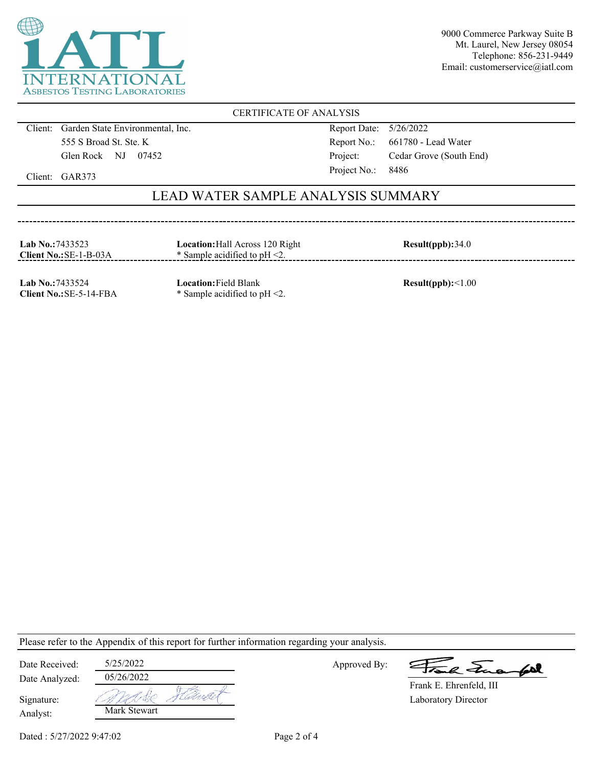**iATL INTERNATIONAL ASBESTOS TESTING LABORATORIES**

9000 Commerce Parkway Suite B
Mt. Laurel, New Jersey 08054
Telephone: 856-231-9449
Email: customerservice@iatl.com

## CERTIFICATE OF ANALYSIS

Client: Garden State Environmental, Inc.
555 S Broad St. Ste. K
Glen Rock NJ 07452

Client: GAR373

Report Date: 5/26/2022
Report No.: 661780 - Lead Water
Project: Cedar Grove (South End)
Project No.: 8486

## LEAD WATER SAMPLE ANALYSIS SUMMARY

| Lab No. / Client No. | Location | Result(ppb) |
|---|---|---|
| **Lab No.:** 7433523 **Client No.:** SE-1-B-03A | **Location:** Hall Across 120 Right * Sample acidified to pH <2. | 34.0 |
| **Lab No.:** 7433524 **Client No.:** SE-5-14-FBA | **Location:** Field Blank * Sample acidified to pH <2. | <1.00 |

Please refer to the Appendix of this report for further information regarding your analysis.

Date Received: 5/25/2022
Date Analyzed: 05/26/2022
Signature: Mark Stewart
Analyst: Mark Stewart

Approved By: Frank E. Ehrenfeld, III
Laboratory Director

Dated : 5/27/2022 9:47:02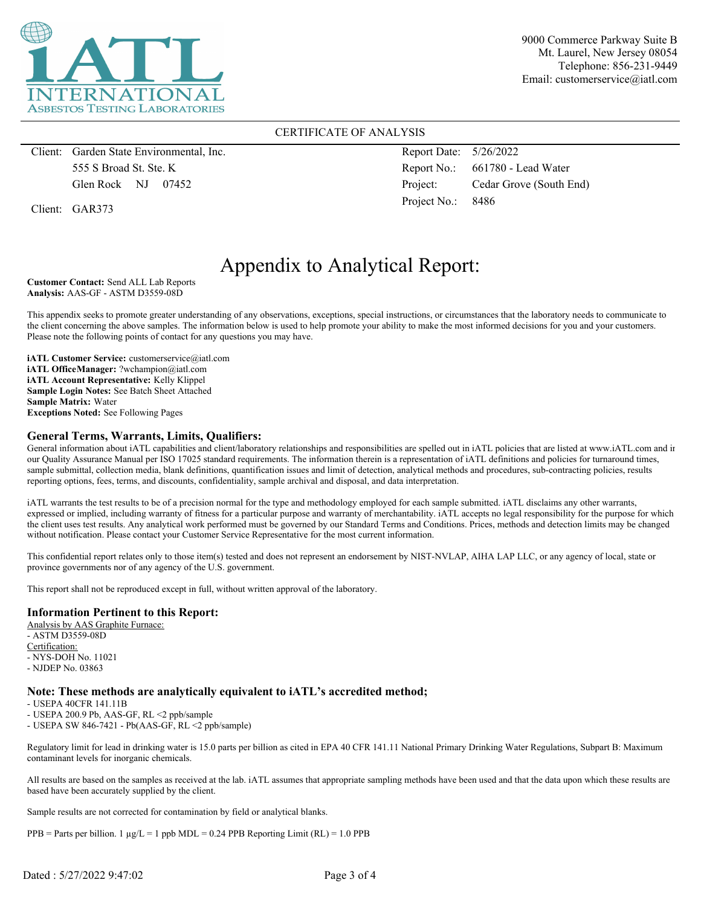9000 Commerce Parkway Suite B
Mt. Laurel, New Jersey 08054
Telephone: 856-231-9449
Email: customerservice@iatl.com

CERTIFICATE OF ANALYSIS

Client: Garden State Environmental, Inc.
555 S Broad St. Ste. K
Glen Rock NJ 07452

Client: GAR373

Report Date: 5/26/2022
Report No.: 661780 - Lead Water
Project: Cedar Grove (South End)
Project No.: 8486

# Appendix to Analytical Report:

**Customer Contact:** Send ALL Lab Reports
**Analysis:** AAS-GF - ASTM D3559-08D

This appendix seeks to promote greater understanding of any observations, exceptions, special instructions, or circumstances that the laboratory needs to communicate to the client concerning the above samples. The information below is used to help promote your ability to make the most informed decisions for you and your customers. Please note the following points of contact for any questions you may have.

**iATL Customer Service:** customerservice@iatl.com
**iATL OfficeManager:** ?wchampion@iatl.com
**iATL Account Representative:** Kelly Klippel
**Sample Login Notes:** See Batch Sheet Attached
**Sample Matrix:** Water
**Exceptions Noted:** See Following Pages

## General Terms, Warrants, Limits, Qualifiers:

General information about iATL capabilities and client/laboratory relationships and responsibilities are spelled out in iATL policies that are listed at www.iATL.com and in our Quality Assurance Manual per ISO 17025 standard requirements. The information therein is a representation of iATL definitions and policies for turnaround times, sample submittal, collection media, blank definitions, quantification issues and limit of detection, analytical methods and procedures, sub-contracting policies, results reporting options, fees, terms, and discounts, confidentiality, sample archival and disposal, and data interpretation.

iATL warrants the test results to be of a precision normal for the type and methodology employed for each sample submitted. iATL disclaims any other warrants, expressed or implied, including warranty of fitness for a particular purpose and warranty of merchantability. iATL accepts no legal responsibility for the purpose for which the client uses test results. Any analytical work performed must be governed by our Standard Terms and Conditions. Prices, methods and detection limits may be changed without notification. Please contact your Customer Service Representative for the most current information.

This confidential report relates only to those item(s) tested and does not represent an endorsement by NIST-NVLAP, AIHA LAP LLC, or any agency of local, state or province governments nor of any agency of the U.S. government.

This report shall not be reproduced except in full, without written approval of the laboratory.

## Information Pertinent to this Report:

Analysis by AAS Graphite Furnace:
- ASTM D3559-08D

Certification:
- NYS-DOH No. 11021
- NJDEP No. 03863

## Note: These methods are analytically equivalent to iATL's accredited method;

- USEPA 40CFR 141.11B
- USEPA 200.9 Pb, AAS-GF, RL <2 ppb/sample
- USEPA SW 846-7421 - Pb(AAS-GF, RL <2 ppb/sample)

Regulatory limit for lead in drinking water is 15.0 parts per billion as cited in EPA 40 CFR 141.11 National Primary Drinking Water Regulations, Subpart B: Maximum contaminant levels for inorganic chemicals.

All results are based on the samples as received at the lab. iATL assumes that appropriate sampling methods have been used and that the data upon which these results are based have been accurately supplied by the client.

Sample results are not corrected for contamination by field or analytical blanks.

PPB = Parts per billion. 1 µg/L = 1 ppb MDL = 0.24 PPB Reporting Limit (RL) = 1.0 PPB

Dated : 5/27/2022 9:47:02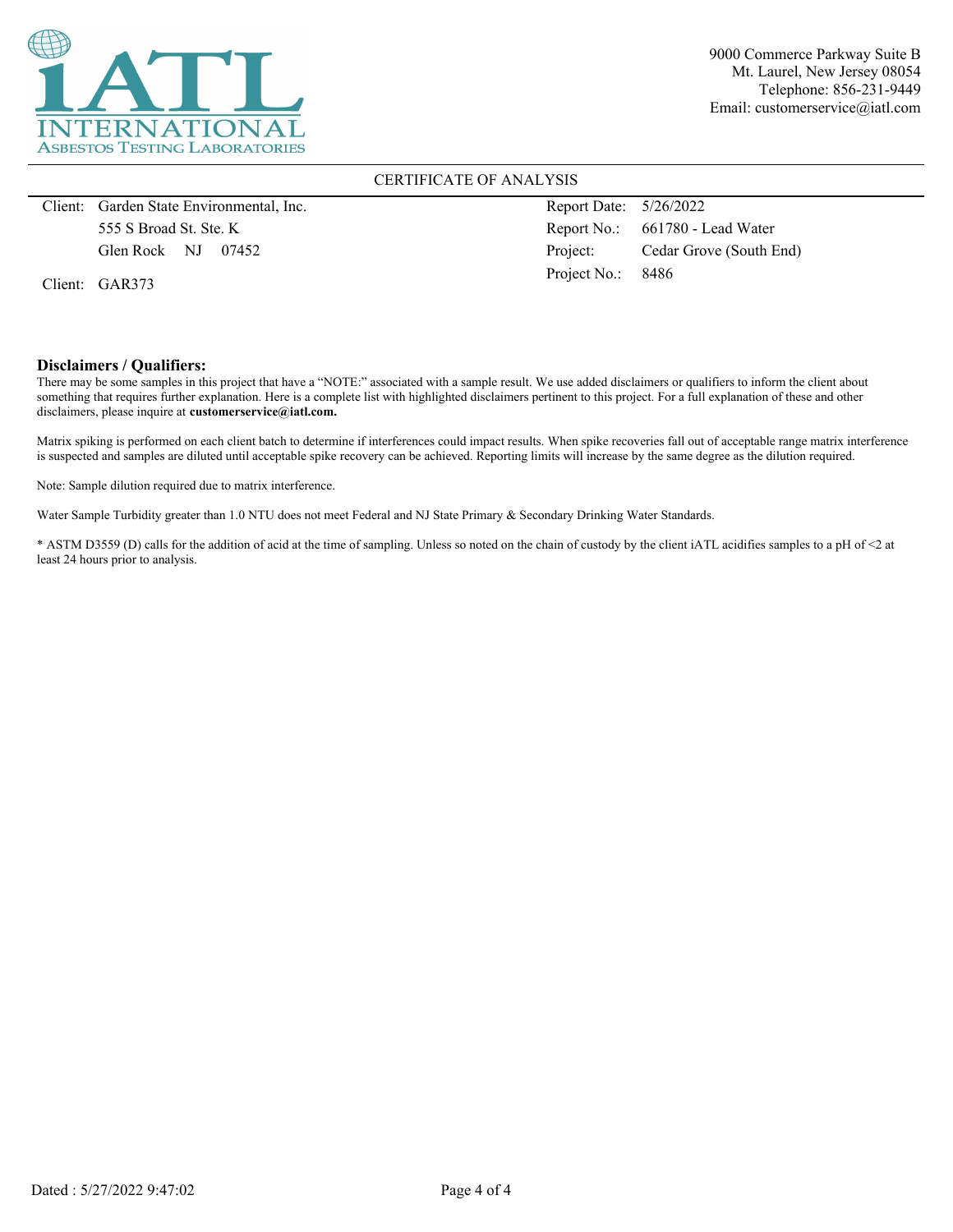iATL INTERNATIONAL ASBESTOS TESTING LABORATORIES

9000 Commerce Parkway Suite B
Mt. Laurel, New Jersey 08054
Telephone: 856-231-9449
Email: customerservice@iatl.com

CERTIFICATE OF ANALYSIS

| | | | |
|---|---|---|---|
| Client: | Garden State Environmental, Inc. | Report Date: | 5/26/2022 |
| | 555 S Broad St. Ste. K | Report No.: | 661780 - Lead Water |
| | Glen Rock NJ 07452 | Project: | Cedar Grove (South End) |
| Client: | GAR373 | Project No.: | 8486 |

**Disclaimers / Qualifiers:**

There may be some samples in this project that have a "NOTE:" associated with a sample result. We use added disclaimers or qualifiers to inform the client about something that requires further explanation. Here is a complete list with highlighted disclaimers pertinent to this project. For a full explanation of these and other disclaimers, please inquire at **customerservice@iatl.com.**

Matrix spiking is performed on each client batch to determine if interferences could impact results. When spike recoveries fall out of acceptable range matrix interference is suspected and samples are diluted until acceptable spike recovery can be achieved. Reporting limits will increase by the same degree as the dilution required.

Note: Sample dilution required due to matrix interference.

Water Sample Turbidity greater than 1.0 NTU does not meet Federal and NJ State Primary & Secondary Drinking Water Standards.

* ASTM D3559 (D) calls for the addition of acid at the time of sampling. Unless so noted on the chain of custody by the client iATL acidifies samples to a pH of <2 at least 24 hours prior to analysis.

Dated : 5/27/2022 9:47:02